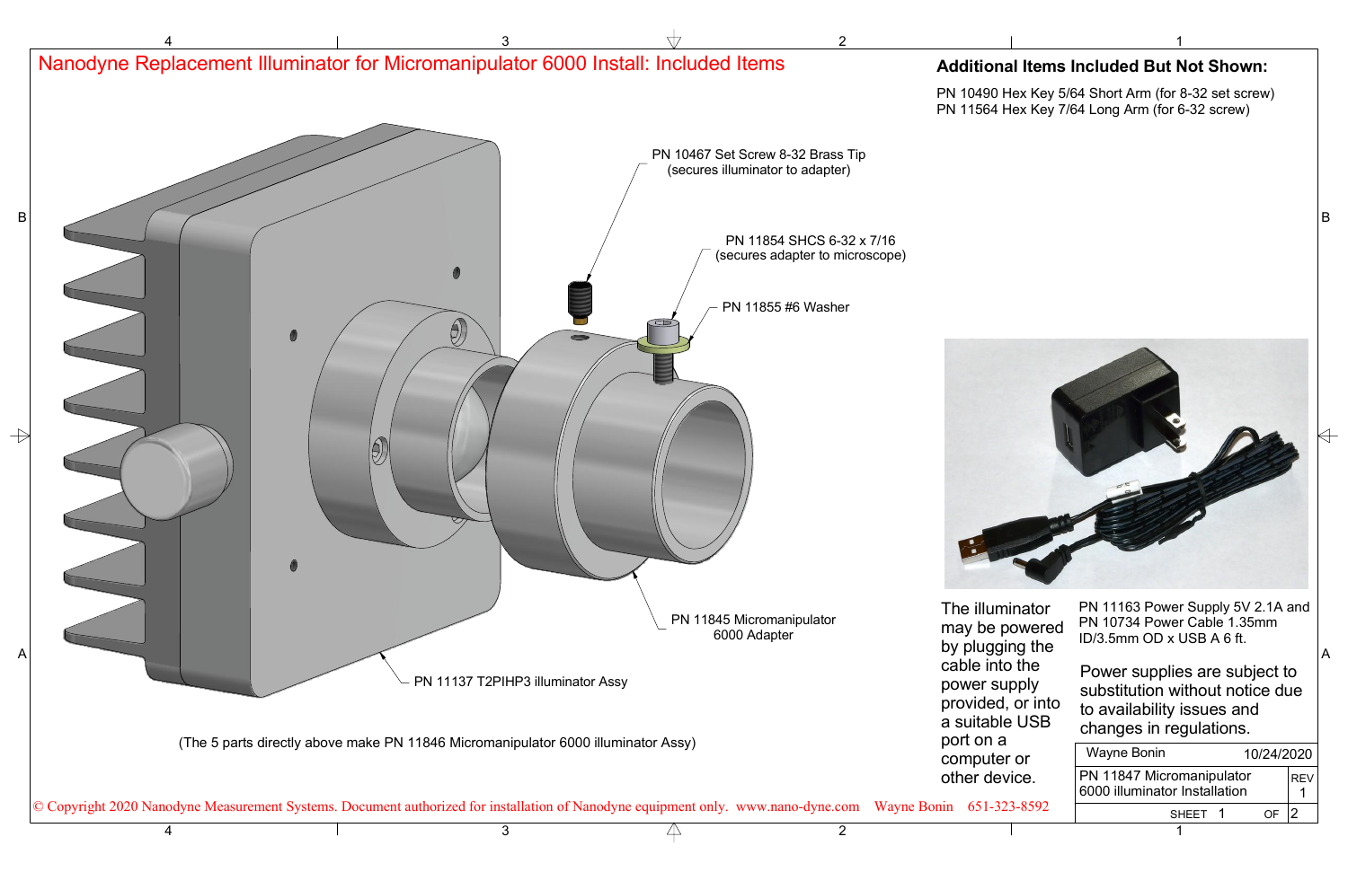# Nanodyne Replacement Illuminator for Micromanipulator 6000 Install: Included Items

PN 10467 Set Screw 8-32 Brass Tip (secures illuminator to adapter)

PN 11854 SHCS 6-32 x 7/16 (secures adapter to microscope)

PN 11855 #6 Washer

PN 11845 Micromanipulator 6000 Adapter

PN 11137 T2PIHP3 illuminator Assy

(The 5 parts directly above make PN 11846 Micromanipulator 6000 illuminator Assy)

## Additional Items Included But Not Shown:

PN 10490 Hex Key 5/64 Short Arm (for 8-32 set screw)
PN 11564 Hex Key 7/64 Long Arm (for 6-32 screw)

PN 11163 Power Supply 5V 2.1A and PN 10734 Power Cable 1.35mm ID/3.5mm OD x USB A 6 ft.

The illuminator may be powered by plugging the cable into the power supply provided, or into a suitable USB port on a computer or other device.

Power supplies are subject to substitution without notice due to availability issues and changes in regulations.

| Wayne Bonin | 10/24/2020 |
|---|---|
| PN 11847 Micromanipulator 6000 illuminator Installation | REV 1 |
| SHEET 1 OF 2 | |

© Copyright 2020 Nanodyne Measurement Systems. Document authorized for installation of Nanodyne equipment only. www.nano-dyne.com Wayne Bonin 651-323-8592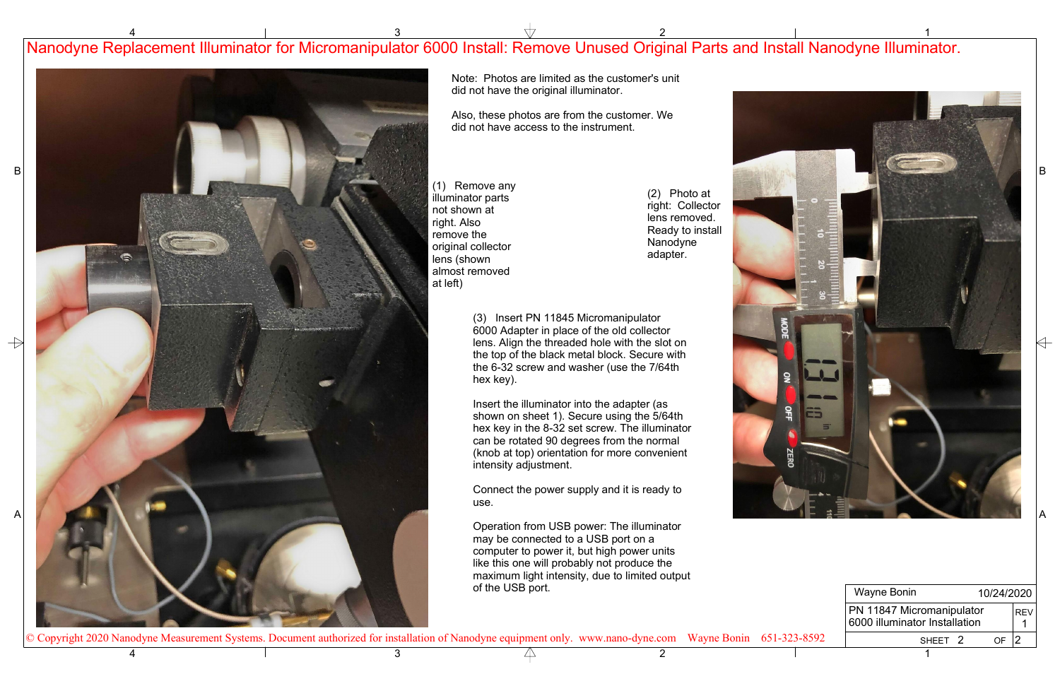# Nanodyne Replacement Illuminator for Micromanipulator 6000 Install: Remove Unused Original Parts and Install Nanodyne Illuminator.

Note: Photos are limited as the customer's unit did not have the original illuminator.

Also, these photos are from the customer. We did not have access to the instrument.

(1) Remove any illuminator parts not shown at right. Also remove the original collector lens (shown almost removed at left)

(2) Photo at right: Collector lens removed. Ready to install Nanodyne adapter.

(3) Insert PN 11845 Micromanipulator 6000 Adapter in place of the old collector lens. Align the threaded hole with the slot on the top of the black metal block. Secure with the 6-32 screw and washer (use the 7/64th hex key).

Insert the illuminator into the adapter (as shown on sheet 1). Secure using the 5/64th hex key in the 8-32 set screw. The illuminator can be rotated 90 degrees from the normal (knob at top) orientation for more convenient intensity adjustment.

Connect the power supply and it is ready to use.

Operation from USB power: The illuminator may be connected to a USB port on a computer to power it, but high power units like this one will probably not produce the maximum light intensity, due to limited output of the USB port.

| | |
|---|---|
| Wayne Bonin | 10/24/2020 |
| PN 11847 Micromanipulator 6000 illuminator Installation | REV 1 |
| SHEET 2 | OF 2 |

© Copyright 2020 Nanodyne Measurement Systems. Document authorized for installation of Nanodyne equipment only. www.nano-dyne.com Wayne Bonin 651-323-8592